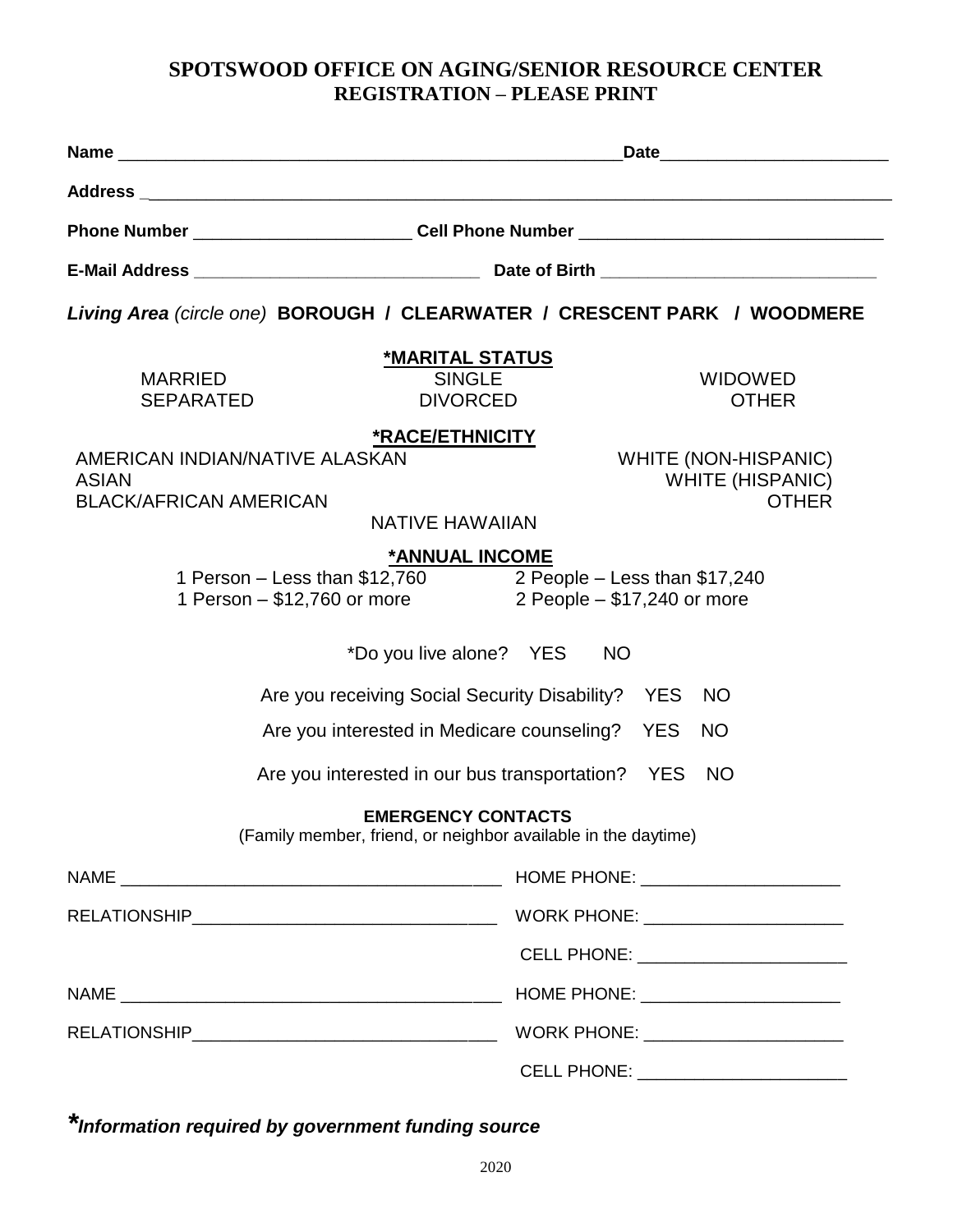# SPOTSWOOD OFFICE ON AGING/SENIOR RESOURCE CENTER
## REGISTRATION – PLEASE PRINT

**Name** ______________________________________________________**Date**________________________

**Address** _________________________________________________________________________________

**Phone Number** ______________________ **Cell Phone Number** _______________________________

**E-Mail Address** ______________________________ **Date of Birth** ____________________________

***Living Area*** *(circle one)* **BOROUGH / CLEARWATER / CRESCENT PARK / WOODMERE**

**\*MARITAL STATUS**

| | | |
|---|---|---|
| MARRIED | SINGLE | WIDOWED |
| SEPARATED | DIVORCED | OTHER |

**\*RACE/ETHNICITY**

| | |
|---|---|
| AMERICAN INDIAN/NATIVE ALASKAN | WHITE (NON-HISPANIC) |
| ASIAN | WHITE (HISPANIC) |
| BLACK/AFRICAN AMERICAN | OTHER |
| NATIVE HAWAIIAN | |

**\*ANNUAL INCOME**

| | |
|---|---|
| 1 Person – Less than $12,760 | 2 People – Less than $17,240 |
| 1 Person – $12,760 or more | 2 People – $17,240 or more |

\*Do you live alone? YES NO

Are you receiving Social Security Disability? YES NO

Are you interested in Medicare counseling? YES NO

Are you interested in our bus transportation? YES NO

**EMERGENCY CONTACTS**

(Family member, friend, or neighbor available in the daytime)

NAME _______________________________________ HOME PHONE: _____________________

RELATIONSHIP_______________________________ WORK PHONE: _____________________

CELL PHONE: ______________________

NAME _______________________________________ HOME PHONE: _____________________

RELATIONSHIP_______________________________ WORK PHONE: _____________________

CELL PHONE: ______________________

***\*Information required by government funding source***

2020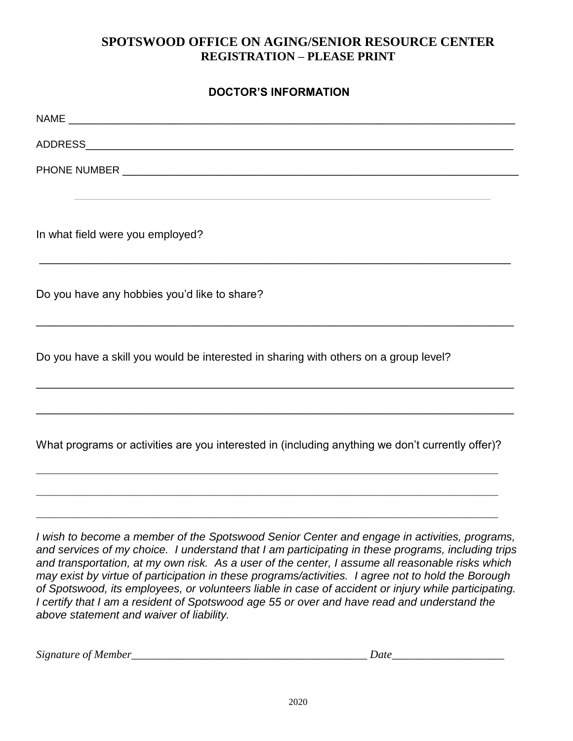# SPOTSWOOD OFFICE ON AGING/SENIOR RESOURCE CENTER
## REGISTRATION – PLEASE PRINT

### DOCTOR'S INFORMATION

NAME ___________________________________________________________________________

ADDRESS_________________________________________________________________________

PHONE NUMBER ____________________________________________________________________

---

In what field were you employed?

___________________________________________________________________________

Do you have any hobbies you'd like to share?

___________________________________________________________________________

Do you have a skill you would be interested in sharing with others on a group level?

___________________________________________________________________________

___________________________________________________________________________

What programs or activities are you interested in (including anything we don't currently offer)?

___________________________________________________________________________

___________________________________________________________________________

___________________________________________________________________________

*I wish to become a member of the Spotswood Senior Center and engage in activities, programs, and services of my choice. I understand that I am participating in these programs, including trips and transportation, at my own risk. As a user of the center, I assume all reasonable risks which may exist by virtue of participation in these programs/activities. I agree not to hold the Borough of Spotswood, its employees, or volunteers liable in case of accident or injury while participating. I certify that I am a resident of Spotswood age 55 or over and have read and understand the above statement and waiver of liability.*

*Signature of Member*__________________________________________ *Date*____________________

2020